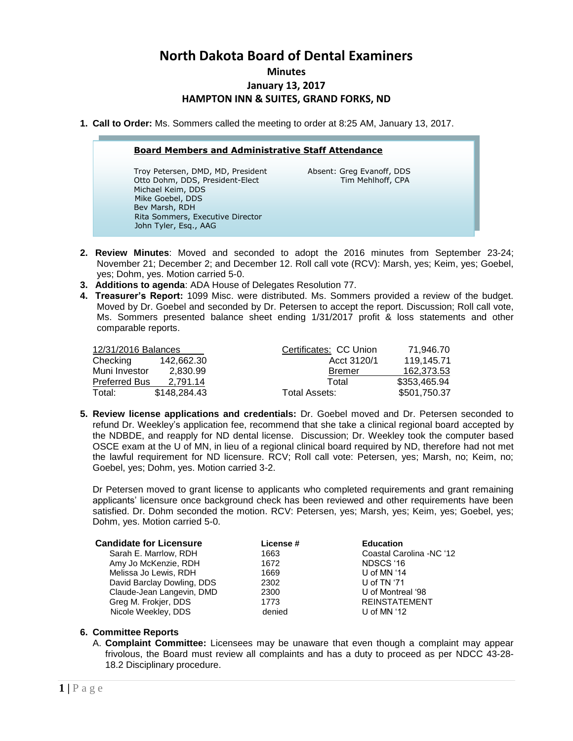# North Dakota Board of Dental Examiners

## Minutes

## January 13, 2017

## HAMPTON INN & SUITES, GRAND FORKS, ND

1. **Call to Order:** Ms. Sommers called the meeting to order at 8:25 AM, January 13, 2017.

**Board Members and Administrative Staff Attendance**

| | |
|---|---|
| Troy Petersen, DMD, MD, President | Absent: Greg Evanoff, DDS |
| Otto Dohm, DDS, President-Elect | Tim Mehlhoff, CPA |
| Michael Keim, DDS | |
| Mike Goebel, DDS | |
| Bev Marsh, RDH | |
| Rita Sommers, Executive Director | |
| John Tyler, Esq., AAG | |

2. **Review Minutes**: Moved and seconded to adopt the 2016 minutes from September 23-24; November 21; December 2; and December 12. Roll call vote (RCV): Marsh, yes; Keim, yes; Goebel, yes; Dohm, yes. Motion carried 5-0.
3. **Additions to agenda**: ADA House of Delegates Resolution 77.
4. **Treasurer's Report:** 1099 Misc. were distributed. Ms. Sommers provided a review of the budget. Moved by Dr. Goebel and seconded by Dr. Petersen to accept the report. Discussion; Roll call vote, Ms. Sommers presented balance sheet ending 1/31/2017 profit & loss statements and other comparable reports.

| 12/31/2016 Balances | | Certificates: CC Union | 71,946.70 |
|---|---|---|---|
| Checking | 142,662.30 | Acct 3120/1 | 119,145.71 |
| Muni Investor | 2,830.99 | Bremer | 162,373.53 |
| Preferred Bus | 2,791.14 | Total | $353,465.94 |
| Total: | $148,284.43 | Total Assets: | $501,750.37 |

5. **Review license applications and credentials:** Dr. Goebel moved and Dr. Petersen seconded to refund Dr. Weekley's application fee, recommend that she take a clinical regional board accepted by the NDBDE, and reapply for ND dental license. Discussion; Dr. Weekley took the computer based OSCE exam at the U of MN, in lieu of a regional clinical board required by ND, therefore had not met the lawful requirement for ND licensure. RCV; Roll call vote: Petersen, yes; Marsh, no; Keim, no; Goebel, yes; Dohm, yes. Motion carried 3-2.

   Dr Petersen moved to grant license to applicants who completed requirements and grant remaining applicants' licensure once background check has been reviewed and other requirements have been satisfied. Dr. Dohm seconded the motion. RCV: Petersen, yes; Marsh, yes; Keim, yes; Goebel, yes; Dohm, yes. Motion carried 5-0.

| Candidate for Licensure | License # | Education |
|---|---|---|
| Sarah E. Marrlow, RDH | 1663 | Coastal Carolina -NC '12 |
| Amy Jo McKenzie, RDH | 1672 | NDSCS '16 |
| Melissa Jo Lewis, RDH | 1669 | U of MN '14 |
| David Barclay Dowling, DDS | 2302 | U of TN '71 |
| Claude-Jean Langevin, DMD | 2300 | U of Montreal '98 |
| Greg M. Frokjer, DDS | 1773 | REINSTATEMENT |
| Nicole Weekley, DDS | denied | U of MN '12 |

6. **Committee Reports**
   A. **Complaint Committee:** Licensees may be unaware that even though a complaint may appear frivolous, the Board must review all complaints and has a duty to proceed as per NDCC 43-28-18.2 Disciplinary procedure.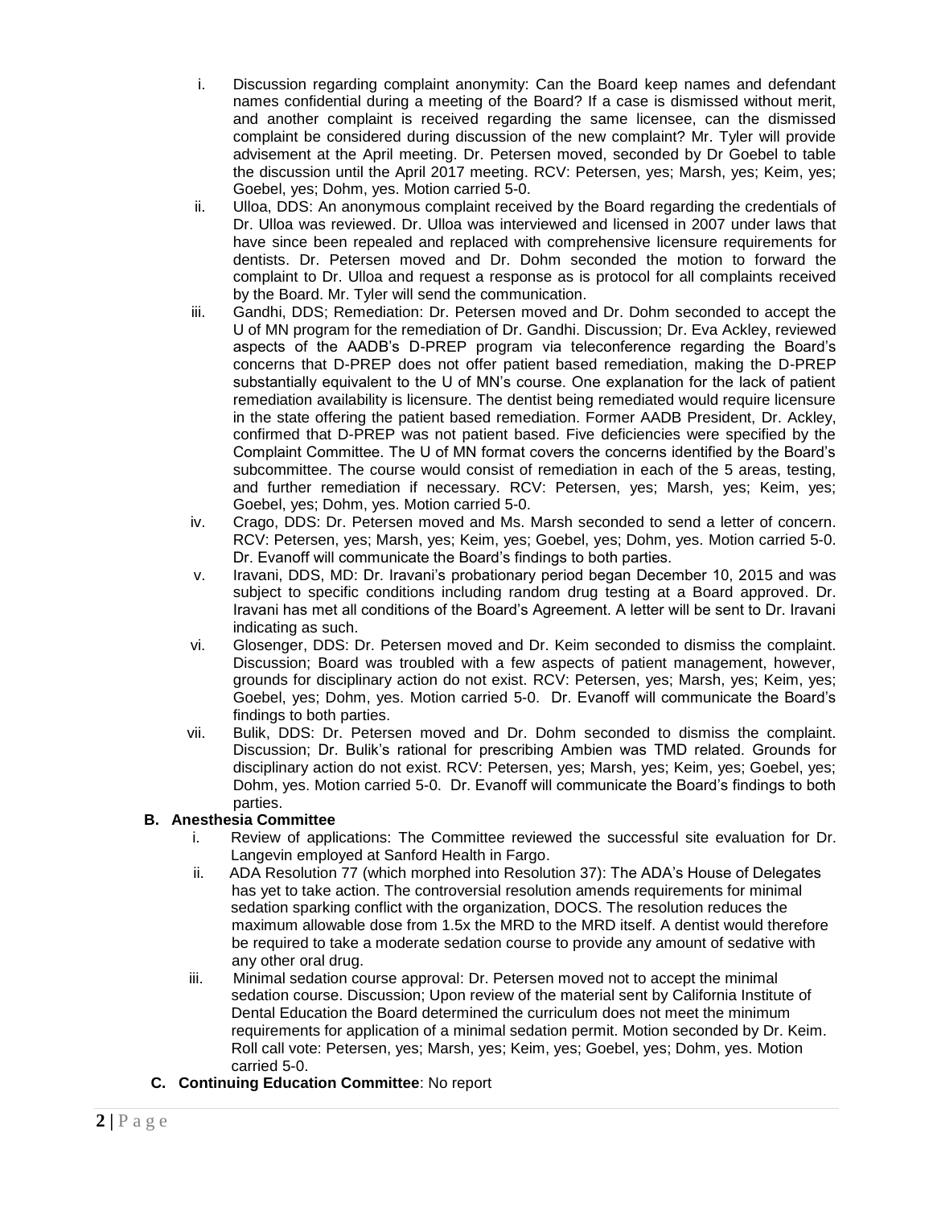i. Discussion regarding complaint anonymity: Can the Board keep names and defendant names confidential during a meeting of the Board? If a case is dismissed without merit, and another complaint is received regarding the same licensee, can the dismissed complaint be considered during discussion of the new complaint? Mr. Tyler will provide advisement at the April meeting. Dr. Petersen moved, seconded by Dr Goebel to table the discussion until the April 2017 meeting. RCV: Petersen, yes; Marsh, yes; Keim, yes; Goebel, yes; Dohm, yes. Motion carried 5-0.

ii. Ulloa, DDS: An anonymous complaint received by the Board regarding the credentials of Dr. Ulloa was reviewed. Dr. Ulloa was interviewed and licensed in 2007 under laws that have since been repealed and replaced with comprehensive licensure requirements for dentists. Dr. Petersen moved and Dr. Dohm seconded the motion to forward the complaint to Dr. Ulloa and request a response as is protocol for all complaints received by the Board. Mr. Tyler will send the communication.

iii. Gandhi, DDS; Remediation: Dr. Petersen moved and Dr. Dohm seconded to accept the U of MN program for the remediation of Dr. Gandhi. Discussion; Dr. Eva Ackley, reviewed aspects of the AADB's D-PREP program via teleconference regarding the Board's concerns that D-PREP does not offer patient based remediation, making the D-PREP substantially equivalent to the U of MN's course. One explanation for the lack of patient remediation availability is licensure. The dentist being remediated would require licensure in the state offering the patient based remediation. Former AADB President, Dr. Ackley, confirmed that D-PREP was not patient based. Five deficiencies were specified by the Complaint Committee. The U of MN format covers the concerns identified by the Board's subcommittee. The course would consist of remediation in each of the 5 areas, testing, and further remediation if necessary. RCV: Petersen, yes; Marsh, yes; Keim, yes; Goebel, yes; Dohm, yes. Motion carried 5-0.

iv. Crago, DDS: Dr. Petersen moved and Ms. Marsh seconded to send a letter of concern. RCV: Petersen, yes; Marsh, yes; Keim, yes; Goebel, yes; Dohm, yes. Motion carried 5-0. Dr. Evanoff will communicate the Board's findings to both parties.

v. Iravani, DDS, MD: Dr. Iravani's probationary period began December 10, 2015 and was subject to specific conditions including random drug testing at a Board approved. Dr. Iravani has met all conditions of the Board's Agreement. A letter will be sent to Dr. Iravani indicating as such.

vi. Glosenger, DDS: Dr. Petersen moved and Dr. Keim seconded to dismiss the complaint. Discussion; Board was troubled with a few aspects of patient management, however, grounds for disciplinary action do not exist. RCV: Petersen, yes; Marsh, yes; Keim, yes; Goebel, yes; Dohm, yes. Motion carried 5-0. Dr. Evanoff will communicate the Board's findings to both parties.

vii. Bulik, DDS: Dr. Petersen moved and Dr. Dohm seconded to dismiss the complaint. Discussion; Dr. Bulik's rational for prescribing Ambien was TMD related. Grounds for disciplinary action do not exist. RCV: Petersen, yes; Marsh, yes; Keim, yes; Goebel, yes; Dohm, yes. Motion carried 5-0. Dr. Evanoff will communicate the Board's findings to both parties.

**B. Anesthesia Committee**

i. Review of applications: The Committee reviewed the successful site evaluation for Dr. Langevin employed at Sanford Health in Fargo.

ii. ADA Resolution 77 (which morphed into Resolution 37): The ADA's House of Delegates has yet to take action. The controversial resolution amends requirements for minimal sedation sparking conflict with the organization, DOCS. The resolution reduces the maximum allowable dose from 1.5x the MRD to the MRD itself. A dentist would therefore be required to take a moderate sedation course to provide any amount of sedative with any other oral drug.

iii. Minimal sedation course approval: Dr. Petersen moved not to accept the minimal sedation course. Discussion; Upon review of the material sent by California Institute of Dental Education the Board determined the curriculum does not meet the minimum requirements for application of a minimal sedation permit. Motion seconded by Dr. Keim. Roll call vote: Petersen, yes; Marsh, yes; Keim, yes; Goebel, yes; Dohm, yes. Motion carried 5-0.

**C. Continuing Education Committee**: No report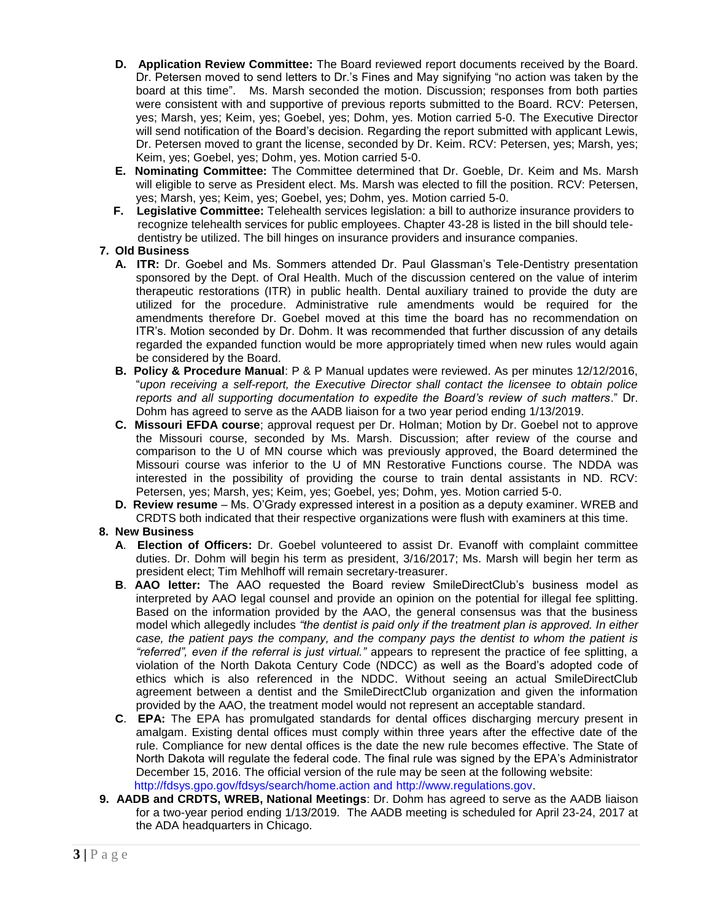- **D. Application Review Committee:** The Board reviewed report documents received by the Board. Dr. Petersen moved to send letters to Dr.'s Fines and May signifying "no action was taken by the board at this time". Ms. Marsh seconded the motion. Discussion; responses from both parties were consistent with and supportive of previous reports submitted to the Board. RCV: Petersen, yes; Marsh, yes; Keim, yes; Goebel, yes; Dohm, yes. Motion carried 5-0. The Executive Director will send notification of the Board's decision. Regarding the report submitted with applicant Lewis, Dr. Petersen moved to grant the license, seconded by Dr. Keim. RCV: Petersen, yes; Marsh, yes; Keim, yes; Goebel, yes; Dohm, yes. Motion carried 5-0.
- **E. Nominating Committee:** The Committee determined that Dr. Goeble, Dr. Keim and Ms. Marsh will eligible to serve as President elect. Ms. Marsh was elected to fill the position. RCV: Petersen, yes; Marsh, yes; Keim, yes; Goebel, yes; Dohm, yes. Motion carried 5-0.
- **F. Legislative Committee:** Telehealth services legislation: a bill to authorize insurance providers to recognize telehealth services for public employees. Chapter 43-28 is listed in the bill should tele-dentistry be utilized. The bill hinges on insurance providers and insurance companies.

**7. Old Business**

- **A. ITR:** Dr. Goebel and Ms. Sommers attended Dr. Paul Glassman's Tele-Dentistry presentation sponsored by the Dept. of Oral Health. Much of the discussion centered on the value of interim therapeutic restorations (ITR) in public health. Dental auxiliary trained to provide the duty are utilized for the procedure. Administrative rule amendments would be required for the amendments therefore Dr. Goebel moved at this time the board has no recommendation on ITR's. Motion seconded by Dr. Dohm. It was recommended that further discussion of any details regarded the expanded function would be more appropriately timed when new rules would again be considered by the Board.
- **B. Policy & Procedure Manual**: P & P Manual updates were reviewed. As per minutes 12/12/2016, "*upon receiving a self-report, the Executive Director shall contact the licensee to obtain police reports and all supporting documentation to expedite the Board's review of such matters*." Dr. Dohm has agreed to serve as the AADB liaison for a two year period ending 1/13/2019.
- **C. Missouri EFDA course**; approval request per Dr. Holman; Motion by Dr. Goebel not to approve the Missouri course, seconded by Ms. Marsh. Discussion; after review of the course and comparison to the U of MN course which was previously approved, the Board determined the Missouri course was inferior to the U of MN Restorative Functions course. The NDDA was interested in the possibility of providing the course to train dental assistants in ND. RCV: Petersen, yes; Marsh, yes; Keim, yes; Goebel, yes; Dohm, yes. Motion carried 5-0.
- **D. Review resume** – Ms. O'Grady expressed interest in a position as a deputy examiner. WREB and CRDTS both indicated that their respective organizations were flush with examiners at this time.

**8. New Business**

- **A. Election of Officers:** Dr. Goebel volunteered to assist Dr. Evanoff with complaint committee duties. Dr. Dohm will begin his term as president, 3/16/2017; Ms. Marsh will begin her term as president elect; Tim Mehlhoff will remain secretary-treasurer.
- **B. AAO letter:** The AAO requested the Board review SmileDirectClub's business model as interpreted by AAO legal counsel and provide an opinion on the potential for illegal fee splitting. Based on the information provided by the AAO, the general consensus was that the business model which allegedly includes *"the dentist is paid only if the treatment plan is approved. In either case, the patient pays the company, and the company pays the dentist to whom the patient is "referred", even if the referral is just virtual."* appears to represent the practice of fee splitting, a violation of the North Dakota Century Code (NDCC) as well as the Board's adopted code of ethics which is also referenced in the NDDC. Without seeing an actual SmileDirectClub agreement between a dentist and the SmileDirectClub organization and given the information provided by the AAO, the treatment model would not represent an acceptable standard.
- **C. EPA:** The EPA has promulgated standards for dental offices discharging mercury present in amalgam. Existing dental offices must comply within three years after the effective date of the rule. Compliance for new dental offices is the date the new rule becomes effective. The State of North Dakota will regulate the federal code. The final rule was signed by the EPA's Administrator December 15, 2016. The official version of the rule may be seen at the following website: http://fdsys.gpo.gov/fdsys/search/home.action and http://www.regulations.gov.

**9. AADB and CRDTS, WREB, National Meetings**: Dr. Dohm has agreed to serve as the AADB liaison for a two-year period ending 1/13/2019. The AADB meeting is scheduled for April 23-24, 2017 at the ADA headquarters in Chicago.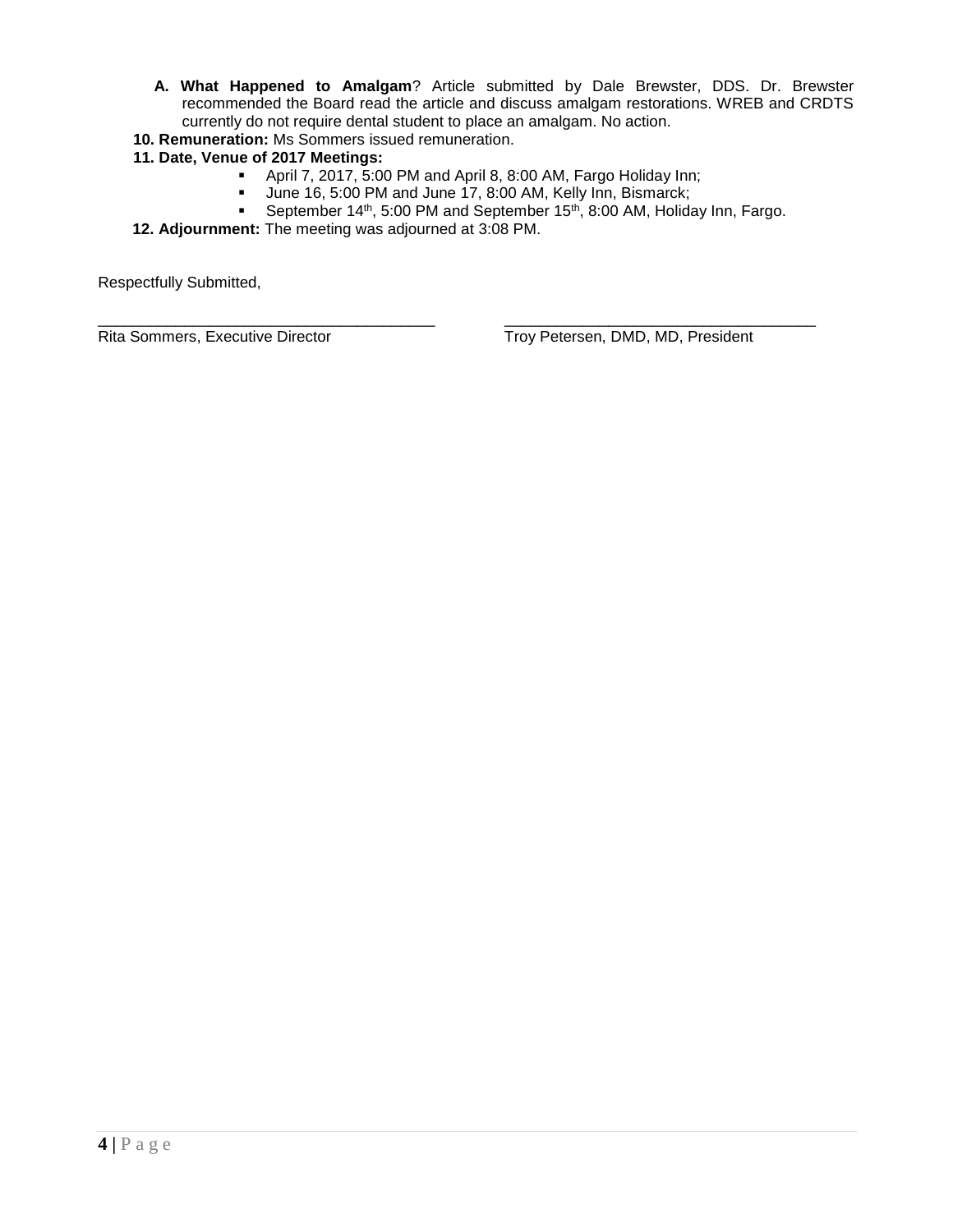A. **What Happened to Amalgam**? Article submitted by Dale Brewster, DDS. Dr. Brewster recommended the Board read the article and discuss amalgam restorations. WREB and CRDTS currently do not require dental student to place an amalgam. No action.

**10. Remuneration:** Ms Sommers issued remuneration.

**11. Date, Venue of 2017 Meetings:**

- April 7, 2017, 5:00 PM and April 8, 8:00 AM, Fargo Holiday Inn;
- June 16, 5:00 PM and June 17, 8:00 AM, Kelly Inn, Bismarck;
- September 14th, 5:00 PM and September 15th, 8:00 AM, Holiday Inn, Fargo.

**12. Adjournment:** The meeting was adjourned at 3:08 PM.

Respectfully Submitted,

\_\_\_\_\_\_\_\_\_\_\_\_\_\_\_\_\_\_\_\_\_\_\_\_\_\_\_\_\_\_\_\_\_\_\_\_\_\_\_\_
Rita Sommers, Executive Director

\_\_\_\_\_\_\_\_\_\_\_\_\_\_\_\_\_\_\_\_\_\_\_\_\_\_\_\_\_\_\_\_\_\_\_\_\_\_\_\_
Troy Petersen, DMD, MD, President